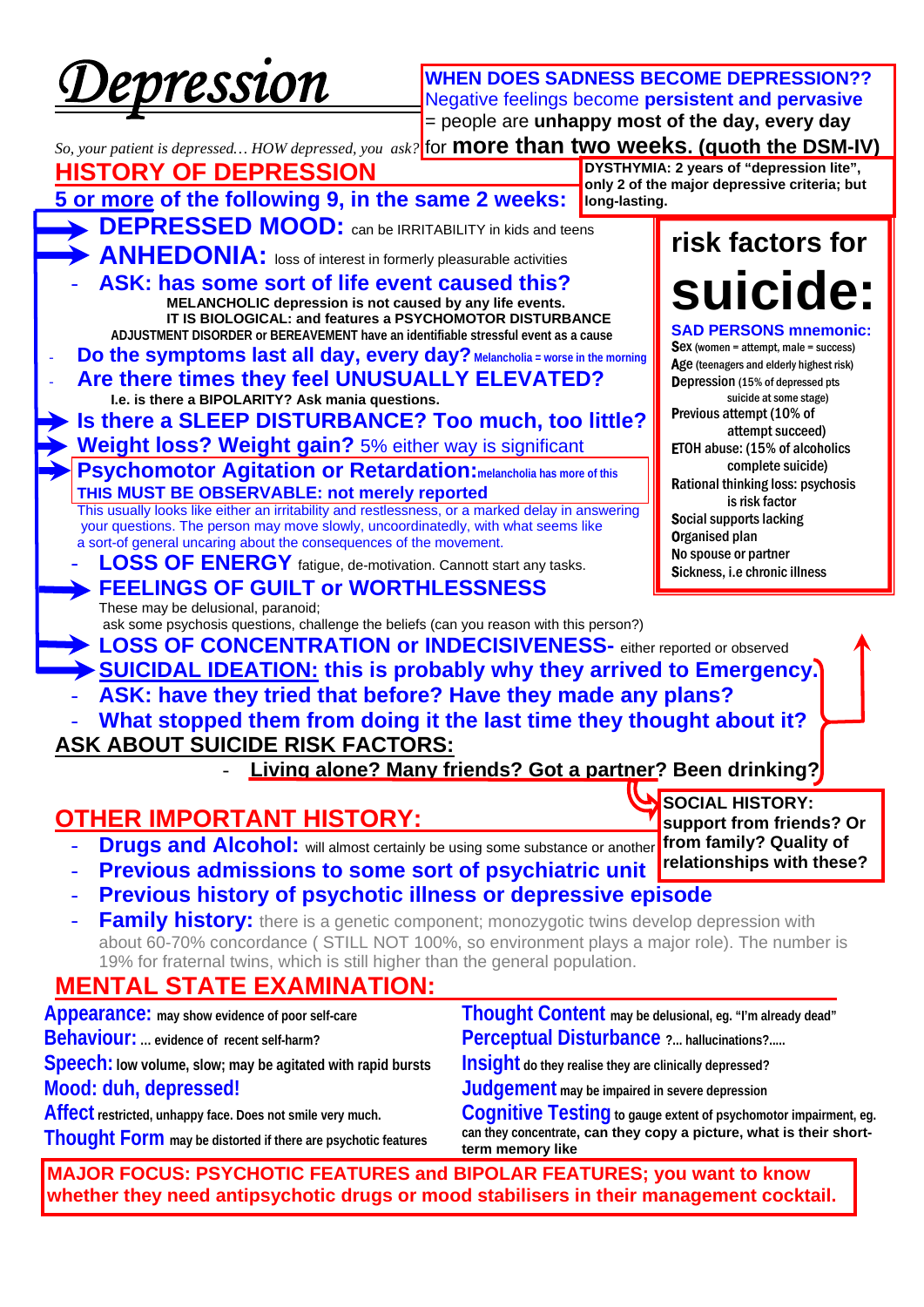# Depression

*So, your patient is depressed… HOW depressed, you ask?*

**WHEN DOES SADNESS BECOME DEPRESSION??**
Negative feelings become **persistent and pervasive** = people are **unhappy most of the day, every day** for **more than two weeks. (quoth the DSM-IV)**

**DYSTHYMIA: 2 years of "depression lite", only 2 of the major depressive criteria; but long-lasting.**

## HISTORY OF DEPRESSION

**5 or more of the following 9, in the same 2 weeks:**

- **DEPRESSED MOOD:** can be IRRITABILITY in kids and teens
- **ANHEDONIA:** loss of interest in formerly pleasurable activities
  - **ASK: has some sort of life event caused this?**
    **MELANCHOLIC depression is not caused by any life events. IT IS BIOLOGICAL: and features a PSYCHOMOTOR DISTURBANCE**
    **ADJUSTMENT DISORDER or BEREAVEMENT have an identifiable stressful event as a cause**
  - **Do the symptoms last all day, every day?** Melancholia = worse in the morning
  - **Are there times they feel UNUSUALLY ELEVATED?**
    **I.e. is there a BIPOLARITY? Ask mania questions.**
- **Is there a SLEEP DISTURBANCE? Too much, too little?**
- **Weight loss? Weight gain?** 5% either way is significant
- **Psychomotor Agitation or Retardation:** melancholia has more of this
  **THIS MUST BE OBSERVABLE: not merely reported**
  This usually looks like either an irritability and restlessness, or a marked delay in answering your questions. The person may move slowly, uncoordinatedly, with what seems like a sort-of general uncaring about the consequences of the movement.
- **LOSS OF ENERGY** fatigue, de-motivation. Cannott start any tasks.
- **FEELINGS OF GUILT or WORTHLESSNESS**
  These may be delusional, paranoid;
  ask some psychosis questions, challenge the beliefs (can you reason with this person?)
- **LOSS OF CONCENTRATION or INDECISIVENESS-** either reported or observed
- **SUICIDAL IDEATION: this is probably why they arrived to Emergency.**
  - **ASK: have they tried that before? Have they made any plans?**
  - **What stopped them from doing it the last time they thought about it?**

**ASK ABOUT SUICIDE RISK FACTORS:**

- **Living alone? Many friends? Got a partner? Been drinking?**

### risk factors for suicide:

**SAD PERSONS mnemonic:**

- **S**ex (women = attempt, male = success)
- **A**ge (teenagers and elderly highest risk)
- **D**epression (15% of depressed pts suicide at some stage)
- **P**revious attempt (10% of attempt succeed)
- **E**TOH abuse: (15% of alcoholics complete suicide)
- **R**ational thinking loss: psychosis is risk factor
- **S**ocial supports lacking
- **O**rganised plan
- **N**o spouse or partner
- **S**ickness, i.e chronic illness

## OTHER IMPORTANT HISTORY:

**SOCIAL HISTORY: support from friends? Or from family? Quality of relationships with these?**

- **Drugs and Alcohol:** will almost certainly be using some substance or another
- **Previous admissions to some sort of psychiatric unit**
- **Previous history of psychotic illness or depressive episode**
- **Family history:** there is a genetic component; monozygotic twins develop depression with about 60-70% concordance ( STILL NOT 100%, so environment plays a major role). The number is 19% for fraternal twins, which is still higher than the general population.

## MENTAL STATE EXAMINATION:

- **Appearance:** may show evidence of poor self-care
- **Behaviour:** … evidence of recent self-harm?
- **Speech:** low volume, slow; may be agitated with rapid bursts
- **Mood: duh, depressed!**
- **Affect** restricted, unhappy face. Does not smile very much.
- **Thought Form** may be distorted if there are psychotic features
- **Thought Content** may be delusional, eg. "I'm already dead"
- **Perceptual Disturbance** ?... hallucinations?.....
- **Insight** do they realise they are clinically depressed?
- **Judgement** may be impaired in severe depression
- **Cognitive Testing** to gauge extent of psychomotor impairment, eg. can they concentrate, can they copy a picture, what is their short-term memory like

**MAJOR FOCUS: PSYCHOTIC FEATURES and BIPOLAR FEATURES; you want to know whether they need antipsychotic drugs or mood stabilisers in their management cocktail.**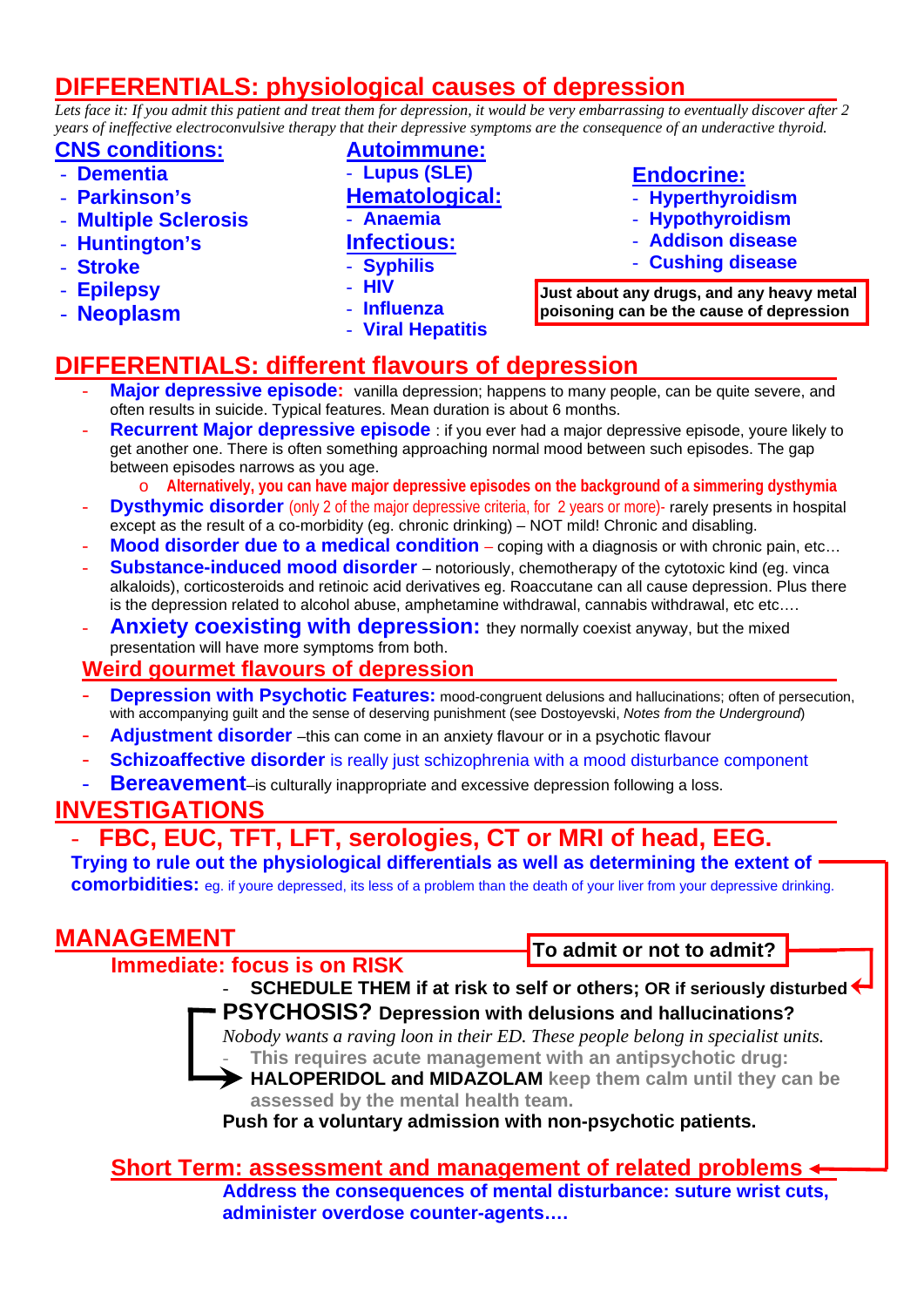## DIFFERENTIALS: physiological causes of depression

*Lets face it: If you admit this patient and treat them for depression, it would be very embarrassing to eventually discover after 2 years of ineffective electroconvulsive therapy that their depressive symptoms are the consequence of an underactive thyroid.*

### CNS conditions:
- Dementia
- Parkinson's
- Multiple Sclerosis
- Huntington's
- Stroke
- Epilepsy
- Neoplasm

### Autoimmune:
- Lupus (SLE)

### Hematological:
- Anaemia

### Infectious:
- Syphilis
- HIV
- Influenza
- Viral Hepatitis

### Endocrine:
- Hyperthyroidism
- Hypothyroidism
- Addison disease
- Cushing disease

**Just about any drugs, and any heavy metal poisoning can be the cause of depression**

## DIFFERENTIALS: different flavours of depression

- **Major depressive episode:** vanilla depression; happens to many people, can be quite severe, and often results in suicide. Typical features. Mean duration is about 6 months.
- **Recurrent Major depressive episode** : if you ever had a major depressive episode, youre likely to get another one. There is often something approaching normal mood between such episodes. The gap between episodes narrows as you age.
  - **Alternatively, you can have major depressive episodes on the background of a simmering dysthymia**
- **Dysthymic disorder** (only 2 of the major depressive criteria, for 2 years or more)- rarely presents in hospital except as the result of a co-morbidity (eg. chronic drinking) – NOT mild! Chronic and disabling.
- **Mood disorder due to a medical condition** – coping with a diagnosis or with chronic pain, etc…
- **Substance-induced mood disorder** – notoriously, chemotherapy of the cytotoxic kind (eg. vinca alkaloids), corticosteroids and retinoic acid derivatives eg. Roaccutane can all cause depression. Plus there is the depression related to alcohol abuse, amphetamine withdrawal, cannabis withdrawal, etc etc….
- **Anxiety coexisting with depression:** they normally coexist anyway, but the mixed presentation will have more symptoms from both.

### Weird gourmet flavours of depression

- **Depression with Psychotic Features:** mood-congruent delusions and hallucinations; often of persecution, with accompanying guilt and the sense of deserving punishment (see Dostoyevski, *Notes from the Underground*)
- **Adjustment disorder** –this can come in an anxiety flavour or in a psychotic flavour
- **Schizoaffective disorder** is really just schizophrenia with a mood disturbance component
- **Bereavement**–is culturally inappropriate and excessive depression following a loss.

## INVESTIGATIONS

- **FBC, EUC, TFT, LFT, serologies, CT or MRI of head, EEG.**

**Trying to rule out the physiological differentials as well as determining the extent of comorbidities:** eg. if youre depressed, its less of a problem than the death of your liver from your depressive drinking.

## MANAGEMENT

**To admit or not to admit?**

### Immediate: focus is on RISK

- **SCHEDULE THEM if at risk to self or others; OR if seriously disturbed**

**PSYCHOSIS? Depression with delusions and hallucinations?**

*Nobody wants a raving loon in their ED. These people belong in specialist units.*

- **This requires acute management with an antipsychotic drug:**
  **HALOPERIDOL and MIDAZOLAM** **keep them calm until they can be assessed by the mental health team.**

**Push for a voluntary admission with non-psychotic patients.**

### Short Term: assessment and management of related problems

**Address the consequences of mental disturbance: suture wrist cuts, administer overdose counter-agents….**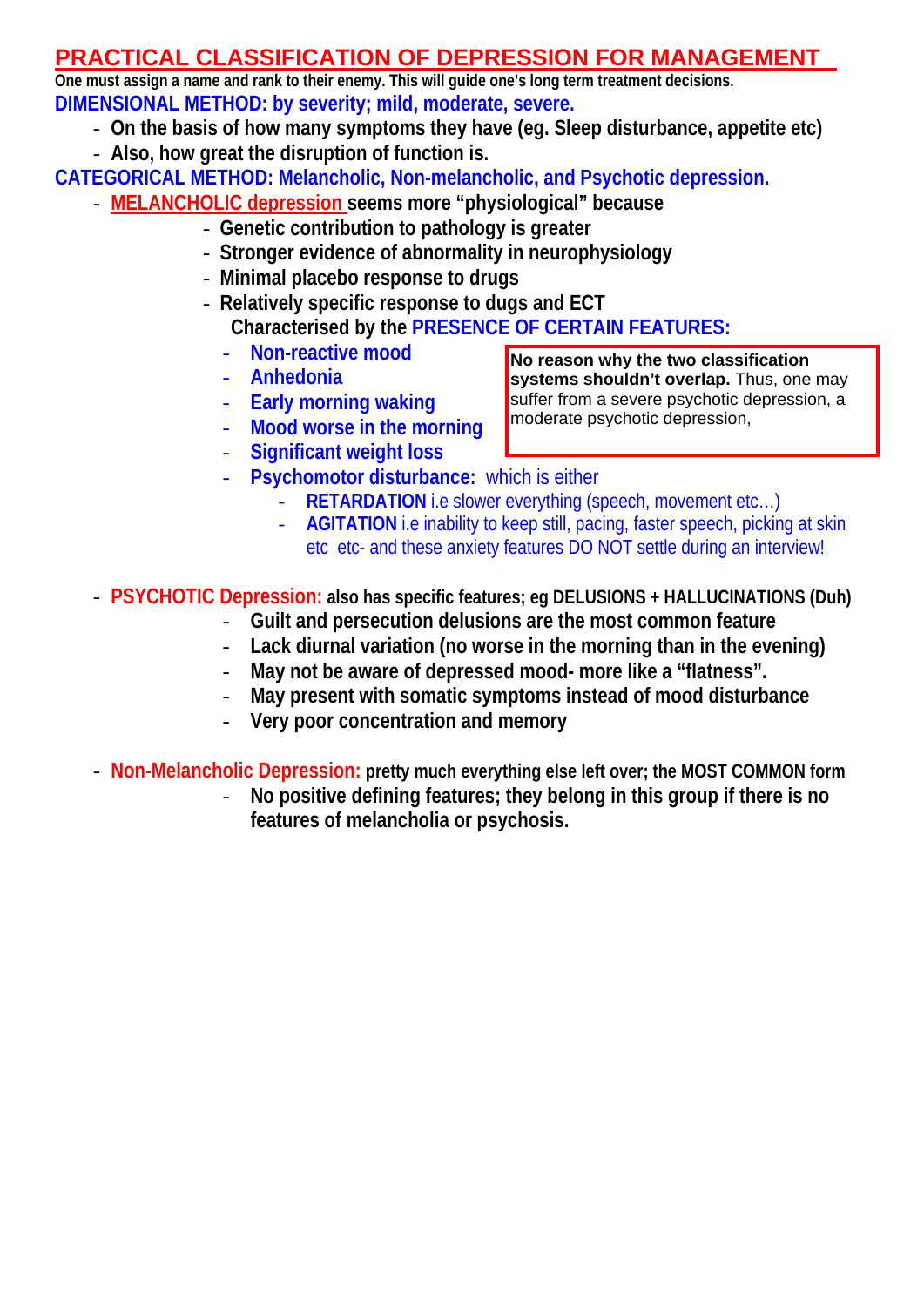# PRACTICAL CLASSIFICATION OF DEPRESSION FOR MANAGEMENT

**One must assign a name and rank to their enemy. This will guide one's long term treatment decisions.**

**DIMENSIONAL METHOD: by severity; mild, moderate, severe.**

- **On the basis of how many symptoms they have (eg. Sleep disturbance, appetite etc)**
- **Also, how great the disruption of function is.**

**CATEGORICAL METHOD: Melancholic, Non-melancholic, and Psychotic depression.**

- **MELANCHOLIC depression seems more "physiological" because**
  - **Genetic contribution to pathology is greater**
  - **Stronger evidence of abnormality in neurophysiology**
  - **Minimal placebo response to drugs**
  - **Relatively specific response to dugs and ECT**

  **Characterised by the PRESENCE OF CERTAIN FEATURES:**
  - **Non-reactive mood**
  - **Anhedonia**
  - **Early morning waking**
  - **Mood worse in the morning**
  - **Significant weight loss**
  - **Psychomotor disturbance:** which is either
    - **RETARDATION** i.e slower everything (speech, movement etc…)
    - **AGITATION** i.e inability to keep still, pacing, faster speech, picking at skin etc etc- and these anxiety features DO NOT settle during an interview!

> **No reason why the two classification systems shouldn't overlap.** Thus, one may suffer from a severe psychotic depression, a moderate psychotic depression,

- **PSYCHOTIC Depression: also has specific features; eg DELUSIONS + HALLUCINATIONS (Duh)**
  - **Guilt and persecution delusions are the most common feature**
  - **Lack diurnal variation (no worse in the morning than in the evening)**
  - **May not be aware of depressed mood- more like a "flatness".**
  - **May present with somatic symptoms instead of mood disturbance**
  - **Very poor concentration and memory**

- **Non-Melancholic Depression: pretty much everything else left over; the MOST COMMON form**
  - **No positive defining features; they belong in this group if there is no features of melancholia or psychosis.**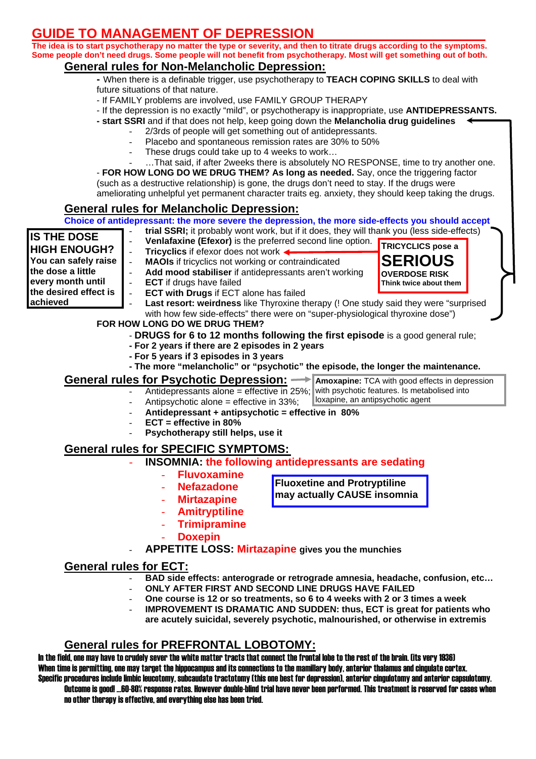# GUIDE TO MANAGEMENT OF DEPRESSION

**The idea is to start psychotherapy no matter the type or severity, and then to titrate drugs according to the symptoms. Some people don't need drugs. Some people will not benefit from psychotherapy. Most will get something out of both.**

## General rules for Non-Melancholic Depression:

- When there is a definable trigger, use psychotherapy to **TEACH COPING SKILLS** to deal with future situations of that nature.
- If FAMILY problems are involved, use FAMILY GROUP THERAPY
- If the depression is no exactly "mild", or psychotherapy is inappropriate, use **ANTIDEPRESSANTS.**
- **start SSRI** and if that does not help, keep going down the **Melancholia drug guidelines**
  - 2/3rds of people will get something out of antidepressants.
  - Placebo and spontaneous remission rates are 30% to 50%
  - These drugs could take up to 4 weeks to work…
  - …That said, if after 2weeks there is absolutely NO RESPONSE, time to try another one.
- **FOR HOW LONG DO WE DRUG THEM? As long as needed.** Say, once the triggering factor (such as a destructive relationship) is gone, the drugs don't need to stay. If the drugs were ameliorating unhelpful yet permanent character traits eg. anxiety, they should keep taking the drugs.

## General rules for Melancholic Depression:

**Choice of antidepressant: the more severe the depression, the more side-effects you should accept**

- **trial SSRI;** it probably wont work, but if it does, they will thank you (less side-effects)
- **Venlafaxine (Efexor)** is the preferred second line option.
- **Tricyclics** if efexor does not work
- **MAOIs** if tricyclics not working or contraindicated
- **Add mood stabiliser** if antidepressants aren't working
- **ECT** if drugs have failed
- **ECT with Drugs** if ECT alone has failed
- **Last resort: weirdness** like Thyroxine therapy (! One study said they were "surprised with how few side-effects" there were on "super-physiological thyroxine dose")

**IS THE DOSE HIGH ENOUGH? You can safely raise the dose a little every month until the desired effect is achieved**

**TRICYCLICS pose a SERIOUS OVERDOSE RISK Think twice about them**

**FOR HOW LONG DO WE DRUG THEM?**

- **DRUGS for 6 to 12 months following the first episode** is a good general rule;
- **For 2 years if there are 2 episodes in 2 years**
- **For 5 years if 3 episodes in 3 years**
- **The more "melancholic" or "psychotic" the episode, the longer the maintenance.**

## General rules for Psychotic Depression:

- Antidepressants alone = effective in 25%;
- Antipsychotic alone = effective in 33%;
- **Antidepressant + antipsychotic = effective in 80%**
- **ECT = effective in 80%**
- **Psychotherapy still helps, use it**

**Amoxapine:** TCA with good effects in depression with psychotic features. Is metabolised into loxapine, an antipsychotic agent

## General rules for SPECIFIC SYMPTOMS:

- **INSOMNIA: the following antidepressants are sedating**
  - **Fluvoxamine**
  - **Nefazadone**
  - **Mirtazapine**
  - **Amitryptiline**
  - **Trimipramine**
  - **Doxepin**
- **APPETITE LOSS: Mirtazapine gives you the munchies**

**Fluoxetine and Protryptiline may actually CAUSE insomnia**

## General rules for ECT:

- **BAD side effects: anterograde or retrograde amnesia, headache, confusion, etc…**
- **ONLY AFTER FIRST AND SECOND LINE DRUGS HAVE FAILED**
- **One course is 12 or so treatments, so 6 to 4 weeks with 2 or 3 times a week**
- **IMPROVEMENT IS DRAMATIC AND SUDDEN: thus, ECT is great for patients who are acutely suicidal, severely psychotic, malnourished, or otherwise in extremis**

## General rules for PREFRONTAL LOBOTOMY:

In the field, one may have to crudely sever the white matter tracts that connect the frontal lobe to the rest of the brain. (its very 1936)
When time is permitting, one may target the hippocampus and its connections to the mamillary body, anterior thalamus and cingulate cortex.
Specific procedures include limbic leucotomy, subcaudate tractotomy (this one best for depression), anterior cingulotomy and anterior capsulotomy.
Outcome is good! …60-80% response rates. However double-blind trial have never been performed. This treatment is reserved for cases when no other therapy is effective, and everything else has been tried.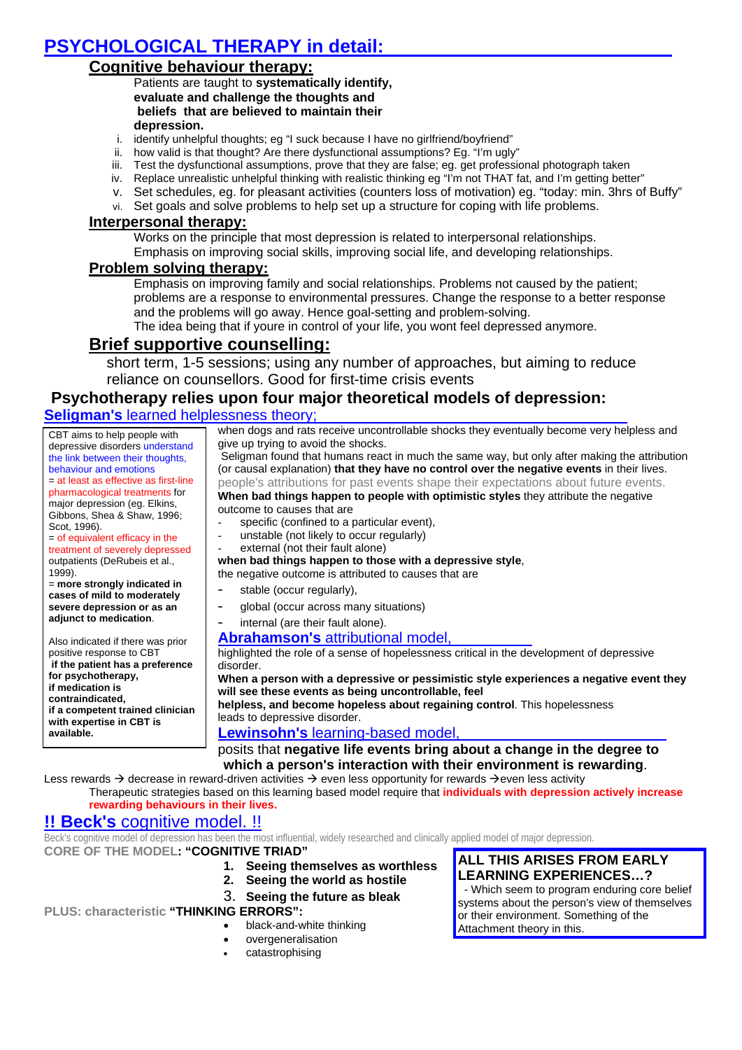# PSYCHOLOGICAL THERAPY in detail:

## Cognitive behaviour therapy:

Patients are taught to **systematically identify, evaluate and challenge the thoughts and beliefs that are believed to maintain their depression.**

i. identify unhelpful thoughts; eg "I suck because I have no girlfriend/boyfriend"
ii. how valid is that thought? Are there dysfunctional assumptions? Eg. "I'm ugly"
iii. Test the dysfunctional assumptions, prove that they are false; eg. get professional photograph taken
iv. Replace unrealistic unhelpful thinking with realistic thinking eg "I'm not THAT fat, and I'm getting better"
v. Set schedules, eg. for pleasant activities (counters loss of motivation) eg. "today: min. 3hrs of Buffy"
vi. Set goals and solve problems to help set up a structure for coping with life problems.

## Interpersonal therapy:

Works on the principle that most depression is related to interpersonal relationships.
Emphasis on improving social skills, improving social life, and developing relationships.

## Problem solving therapy:

Emphasis on improving family and social relationships. Problems not caused by the patient; problems are a response to environmental pressures. Change the response to a better response and the problems will go away. Hence goal-setting and problem-solving.
The idea being that if youre in control of your life, you wont feel depressed anymore.

## Brief supportive counselling:

short term, 1-5 sessions; using any number of approaches, but aiming to reduce reliance on counsellors. Good for first-time crisis events

## Psychotherapy relies upon four major theoretical models of depression:

### **Seligman's** learned helplessness theory;

CBT aims to help people with depressive disorders understand the link between their thoughts, behaviour and emotions
= at least as effective as first-line pharmacological treatments for major depression (eg. Elkins, Gibbons, Shea & Shaw, 1996; Scot, 1996).
= of equivalent efficacy in the treatment of severely depressed outpatients (DeRubeis et al., 1999).
= **more strongly indicated in cases of mild to moderately severe depression or as an adjunct to medication**.

Also indicated if there was prior positive response to CBT
**if the patient has a preference for psychotherapy,**
**if medication is contraindicated,**
**if a competent trained clinician with expertise in CBT is available.**

when dogs and rats receive uncontrollable shocks they eventually become very helpless and give up trying to avoid the shocks.
Seligman found that humans react in much the same way, but only after making the attribution (or causal explanation) **that they have no control over the negative events** in their lives.
people's attributions for past events shape their expectations about future events.
**When bad things happen to people with optimistic styles** they attribute the negative outcome to causes that are

- specific (confined to a particular event),
- unstable (not likely to occur regularly)
- external (not their fault alone)

**when bad things happen to those with a depressive style**,
the negative outcome is attributed to causes that are

- stable (occur regularly),
- global (occur across many situations)
- internal (are their fault alone).

### **Abrahamson's** attributional model,

highlighted the role of a sense of hopelessness critical in the development of depressive disorder.
**When a person with a depressive or pessimistic style experiences a negative event they will see these events as being uncontrollable, feel helpless, and become hopeless about regaining control**. This hopelessness leads to depressive disorder.

### **Lewinsohn's** learning-based model,

posits that **negative life events bring about a change in the degree to which a person's interaction with their environment is rewarding**.

Less rewards → decrease in reward-driven activities → even less opportunity for rewards →even less activity
Therapeutic strategies based on this learning based model require that **individuals with depression actively increase rewarding behaviours in their lives.**

### !! **Beck's** cognitive model. !!

Beck's cognitive model of depression has been the most influential, widely researched and clinically applied model of major depression.

**CORE OF THE MODEL: "COGNITIVE TRIAD"**

1. **Seeing themselves as worthless**
2. **Seeing the world as hostile**
3. **Seeing the future as bleak**

**PLUS: characteristic "THINKING ERRORS":**

- black-and-white thinking
- overgeneralisation
- catastrophising

**ALL THIS ARISES FROM EARLY LEARNING EXPERIENCES…?**
- Which seem to program enduring core belief systems about the person's view of themselves or their environment. Something of the Attachment theory in this.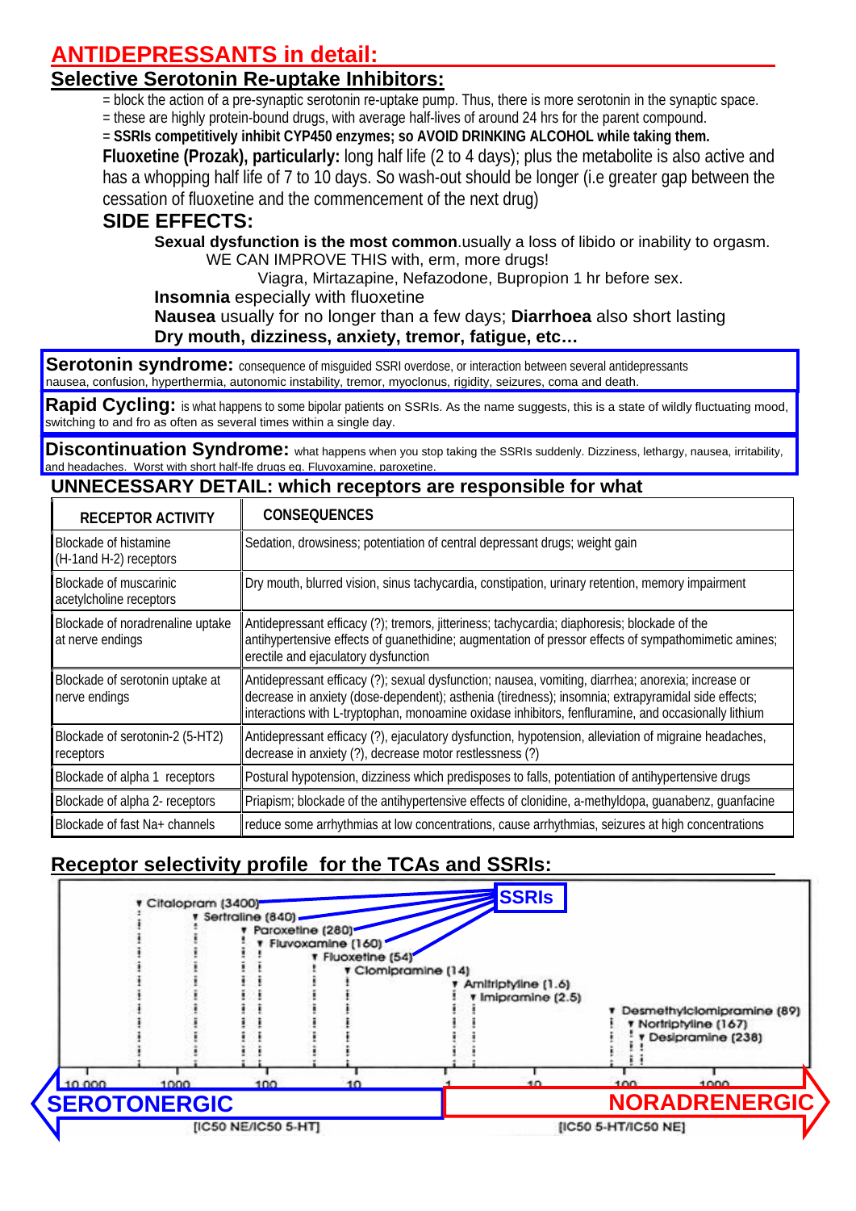# ANTIDEPRESSANTS in detail:

## Selective Serotonin Re-uptake Inhibitors:

= block the action of a pre-synaptic serotonin re-uptake pump. Thus, there is more serotonin in the synaptic space.

= these are highly protein-bound drugs, with average half-lives of around 24 hrs for the parent compound.

= **SSRIs competitively inhibit CYP450 enzymes; so AVOID DRINKING ALCOHOL while taking them.**

**Fluoxetine (Prozak), particularly:** long half life (2 to 4 days); plus the metabolite is also active and has a whopping half life of 7 to 10 days. So wash-out should be longer (i.e greater gap between the cessation of fluoxetine and the commencement of the next drug)

### SIDE EFFECTS:

**Sexual dysfunction is the most common**.usually a loss of libido or inability to orgasm.

WE CAN IMPROVE THIS with, erm, more drugs!

Viagra, Mirtazapine, Nefazodone, Bupropion 1 hr before sex.

**Insomnia** especially with fluoxetine

**Nausea** usually for no longer than a few days; **Diarrhoea** also short lasting

**Dry mouth, dizziness, anxiety, tremor, fatigue, etc…**

**Serotonin syndrome:** consequence of misguided SSRI overdose, or interaction between several antidepressants nausea, confusion, hyperthermia, autonomic instability, tremor, myoclonus, rigidity, seizures, coma and death.

**Rapid Cycling:** is what happens to some bipolar patients on SSRIs. As the name suggests, this is a state of wildly fluctuating mood, switching to and fro as often as several times within a single day.

**Discontinuation Syndrome:** what happens when you stop taking the SSRIs suddenly. Dizziness, lethargy, nausea, irritability, and headaches. Worst with short half-lfe drugs eg. Fluvoxamine, paroxetine.

## UNNECESSARY DETAIL: which receptors are responsible for what

| RECEPTOR ACTIVITY | CONSEQUENCES |
|---|---|
| Blockade of histamine (H-1and H-2) receptors | Sedation, drowsiness; potentiation of central depressant drugs; weight gain |
| Blockade of muscarinic acetylcholine receptors | Dry mouth, blurred vision, sinus tachycardia, constipation, urinary retention, memory impairment |
| Blockade of noradrenaline uptake at nerve endings | Antidepressant efficacy (?); tremors, jitteriness; tachycardia; diaphoresis; blockade of the antihypertensive effects of guanethidine; augmentation of pressor effects of sympathomimetic amines; erectile and ejaculatory dysfunction |
| Blockade of serotonin uptake at nerve endings | Antidepressant efficacy (?); sexual dysfunction; nausea, vomiting, diarrhea; anorexia; increase or decrease in anxiety (dose-dependent); asthenia (tiredness); insomnia; extrapyramidal side effects; interactions with L-tryptophan, monoamine oxidase inhibitors, fenfluramine, and occasionally lithium |
| Blockade of serotonin-2 (5-HT2) receptors | Antidepressant efficacy (?), ejaculatory dysfunction, hypotension, alleviation of migraine headaches, decrease in anxiety (?), decrease motor restlessness (?) |
| Blockade of alpha 1 receptors | Postural hypotension, dizziness which predisposes to falls, potentiation of antihypertensive drugs |
| Blockade of alpha 2- receptors | Priapism; blockade of the antihypertensive effects of clonidine, a-methyldopa, guanabenz, guanfacine |
| Blockade of fast Na+ channels | reduce some arrhythmias at low concentrations, cause arrhythmias, seizures at high concentrations |

## Receptor selectivity profile for the TCAs and SSRIs:

SSRIs: Citalopram (3400), Sertraline (840), Paroxetine (280), Fluvoxamine (160), Fluoxetine (54)

Clomipramine (14), Amitriptyline (1.6), Imipramine (2.5), Desmethylclomipramine (89), Nortriptyline (167), Desipramine (238)

Scale: 10 000 — 1000 — 100 — 10 — 1 — 10 — 100 — 1000

SEROTONERGIC [IC50 NE/IC50 5-HT] ← → NORADRENERGIC [IC50 5-HT/IC50 NE]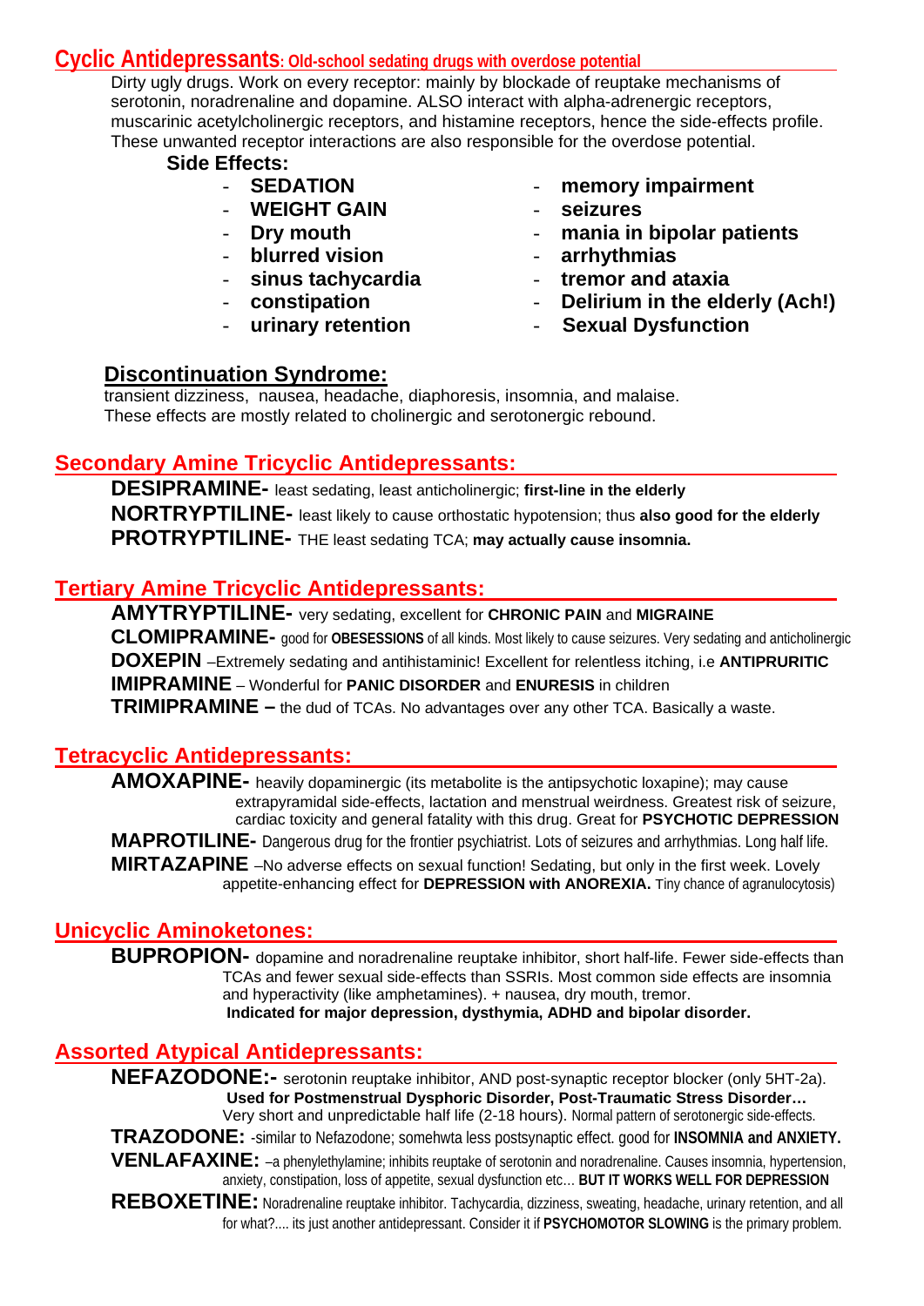## Cyclic Antidepressants: Old-school sedating drugs with overdose potential

Dirty ugly drugs. Work on every receptor: mainly by blockade of reuptake mechanisms of serotonin, noradrenaline and dopamine. ALSO interact with alpha-adrenergic receptors, muscarinic acetylcholinergic receptors, and histamine receptors, hence the side-effects profile. These unwanted receptor interactions are also responsible for the overdose potential.

**Side Effects:**

- **SEDATION**
- **WEIGHT GAIN**
- **Dry mouth**
- **blurred vision**
- **sinus tachycardia**
- **constipation**
- **urinary retention**
- **memory impairment**
- **seizures**
- **mania in bipolar patients**
- **arrhythmias**
- **tremor and ataxia**
- **Delirium in the elderly (Ach!)**
- **Sexual Dysfunction**

### Discontinuation Syndrome:

transient dizziness, nausea, headache, diaphoresis, insomnia, and malaise. These effects are mostly related to cholinergic and serotonergic rebound.

## Secondary Amine Tricyclic Antidepressants:

**DESIPRAMINE-** least sedating, least anticholinergic; **first-line in the elderly**

**NORTRYPTILINE-** least likely to cause orthostatic hypotension; thus **also good for the elderly**

**PROTRYPTILINE-** THE least sedating TCA; **may actually cause insomnia.**

## Tertiary Amine Tricyclic Antidepressants:

**AMYTRYPTILINE-** very sedating, excellent for **CHRONIC PAIN** and **MIGRAINE**

**CLOMIPRAMINE-** good for **OBESESSIONS** of all kinds. Most likely to cause seizures. Very sedating and anticholinergic

**DOXEPIN** –Extremely sedating and antihistaminic! Excellent for relentless itching, i.e **ANTIPRURITIC**

**IMIPRAMINE** – Wonderful for **PANIC DISORDER** and **ENURESIS** in children

**TRIMIPRAMINE –** the dud of TCAs. No advantages over any other TCA. Basically a waste.

## Tetracyclic Antidepressants:

**AMOXAPINE-** heavily dopaminergic (its metabolite is the antipsychotic loxapine); may cause extrapyramidal side-effects, lactation and menstrual weirdness. Greatest risk of seizure, cardiac toxicity and general fatality with this drug. Great for **PSYCHOTIC DEPRESSION**

**MAPROTILINE-** Dangerous drug for the frontier psychiatrist. Lots of seizures and arrhythmias. Long half life.

**MIRTAZAPINE** –No adverse effects on sexual function! Sedating, but only in the first week. Lovely appetite-enhancing effect for **DEPRESSION with ANOREXIA.** Tiny chance of agranulocytosis)

## Unicyclic Aminoketones:

**BUPROPION-** dopamine and noradrenaline reuptake inhibitor, short half-life. Fewer side-effects than TCAs and fewer sexual side-effects than SSRIs. Most common side effects are insomnia and hyperactivity (like amphetamines). + nausea, dry mouth, tremor.
**Indicated for major depression, dysthymia, ADHD and bipolar disorder.**

## Assorted Atypical Antidepressants:

**NEFAZODONE:-** serotonin reuptake inhibitor, AND post-synaptic receptor blocker (only 5HT-2a).
**Used for Postmenstrual Dysphoric Disorder, Post-Traumatic Stress Disorder…**
Very short and unpredictable half life (2-18 hours). Normal pattern of serotonergic side-effects.

**TRAZODONE:** -similar to Nefazodone; somehwta less postsynaptic effect. good for **INSOMNIA and ANXIETY.**

**VENLAFAXINE:** –a phenylethylamine; inhibits reuptake of serotonin and noradrenaline. Causes insomnia, hypertension, anxiety, constipation, loss of appetite, sexual dysfunction etc… **BUT IT WORKS WELL FOR DEPRESSION**

**REBOXETINE:** Noradrenaline reuptake inhibitor. Tachycardia, dizziness, sweating, headache, urinary retention, and all for what?.... its just another antidepressant. Consider it if **PSYCHOMOTOR SLOWING** is the primary problem.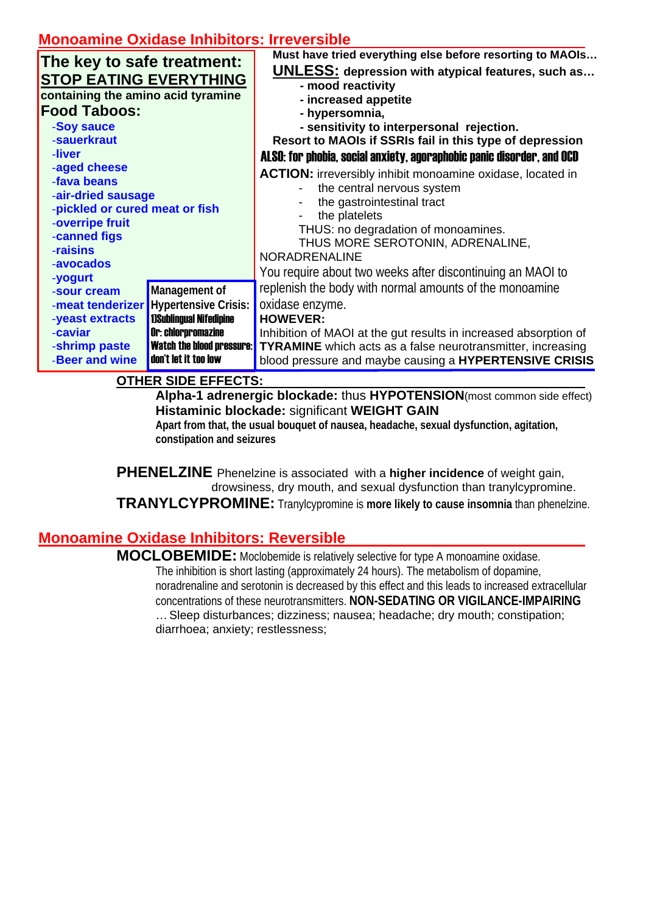## Monoamine Oxidase Inhibitors: Irreversible

**The key to safe treatment:**
**STOP EATING EVERYTHING**
**containing the amino acid tyramine**
**Food Taboos:**

- **Soy sauce**
- **sauerkraut**
- **liver**
- **aged cheese**
- **fava beans**
- **air-dried sausage**
- **pickled or cured meat or fish**
- **overripe fruit**
- **canned figs**
- **raisins**
- **avocados**
- **yogurt**
- **sour cream**
- **meat tenderizer**
- **yeast extracts**
- **caviar**
- **shrimp paste**
- **Beer and wine**

**Management of Hypertensive Crisis:**
**1)Sublingual Nifedipine**
**Or: chlorpromazine**
**Watch the blood pressure: don't let it too low**

**Must have tried everything else before resorting to MAOIs…**

**UNLESS: depression with atypical features, such as…**

- **mood reactivity**
- **increased appetite**
- **hypersomnia,**
- **sensitivity to interpersonal rejection.**

**Resort to MAOIs if SSRIs fail in this type of depression**

**ALSO: for phobia, social anxiety, agoraphobic panic disorder, and OCD**

**ACTION:** irreversibly inhibit monoamine oxidase, located in

- the central nervous system
- the gastrointestinal tract
- the platelets

THUS: no degradation of monoamines.
THUS MORE SEROTONIN, ADRENALINE, NORADRENALINE

You require about two weeks after discontinuing an MAOI to replenish the body with normal amounts of the monoamine oxidase enzyme.

**HOWEVER:**
Inhibition of MAOI at the gut results in increased absorption of **TYRAMINE** which acts as a false neurotransmitter, increasing blood pressure and maybe causing a **HYPERTENSIVE CRISIS**

**OTHER SIDE EFFECTS:**

**Alpha-1 adrenergic blockade:** thus **HYPOTENSION**(most common side effect)
**Histaminic blockade:** significant **WEIGHT GAIN**
**Apart from that, the usual bouquet of nausea, headache, sexual dysfunction, agitation, constipation and seizures**

**PHENELZINE** Phenelzine is associated with a **higher incidence** of weight gain, drowsiness, dry mouth, and sexual dysfunction than tranylcypromine.

**TRANYLCYPROMINE:** Tranylcypromine is **more likely to cause insomnia** than phenelzine.

## Monoamine Oxidase Inhibitors: Reversible

**MOCLOBEMIDE:** Moclobemide is relatively selective for type A monoamine oxidase. The inhibition is short lasting (approximately 24 hours). The metabolism of dopamine, noradrenaline and serotonin is decreased by this effect and this leads to increased extracellular concentrations of these neurotransmitters. **NON-SEDATING OR VIGILANCE-IMPAIRING**
… Sleep disturbances; dizziness; nausea; headache; dry mouth; constipation; diarrhoea; anxiety; restlessness;